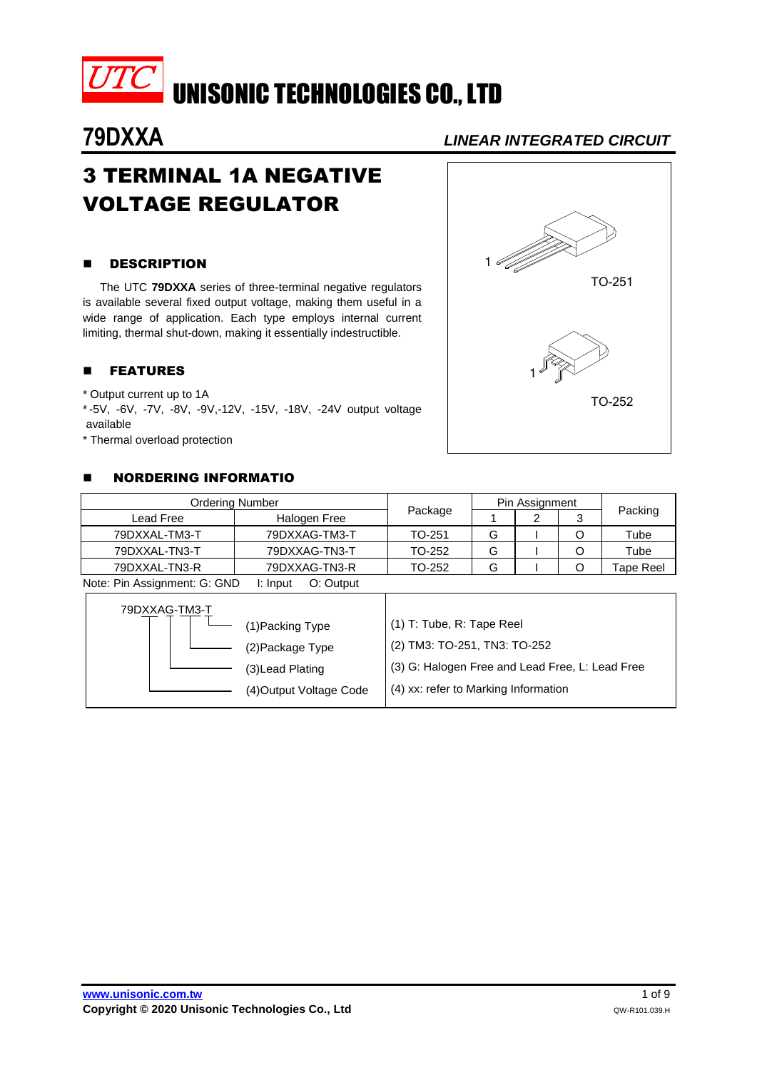# UNISONIC TECHNOLOGIES CO., LTD

## 79DXXA

*LINEAR INTEGRATED CIRCUIT*

# 3 TERMINAL 1A NEGATIVE VOLTAGE REGULATOR

TO-251

TO-252

## DESCRIPTION

The UTC **79DXXA** series of three-terminal negative regulators is available several fixed output voltage, making them useful in a wide range of application. Each type employs internal current limiting, thermal shut-down, making it essentially indestructible.

## FEATURES

* Output current up to 1A
* -5V, -6V, -7V, -8V, -9V,-12V, -15V, -18V, -24V output voltage available
* Thermal overload protection

## NORDERING INFORMATIO

| Ordering Number | | Package | Pin Assignment | | | Packing |
|---|---|---|---|---|---|---|
| Lead Free | Halogen Free | | 1 | 2 | 3 | |
| 79DXXAL-TM3-T | 79DXXAG-TM3-T | TO-251 | G | I | O | Tube |
| 79DXXAL-TN3-T | 79DXXAG-TN3-T | TO-252 | G | I | O | Tube |
| 79DXXAL-TN3-R | 79DXXAG-TN3-R | TO-252 | G | I | O | Tape Reel |

Note: Pin Assignment: G: GND I: Input O: Output

79DXXAG-TM3-T

| | |
|---|---|
| (1)Packing Type | (1) T: Tube, R: Tape Reel |
| (2)Package Type | (2) TM3: TO-251, TN3: TO-252 |
| (3)Lead Plating | (3) G: Halogen Free and Lead Free, L: Lead Free |
| (4)Output Voltage Code | (4) xx: refer to Marking Information |

www.unisonic.com.tw

Copyright © 2020 Unisonic Technologies Co., Ltd

QW-R101.039.H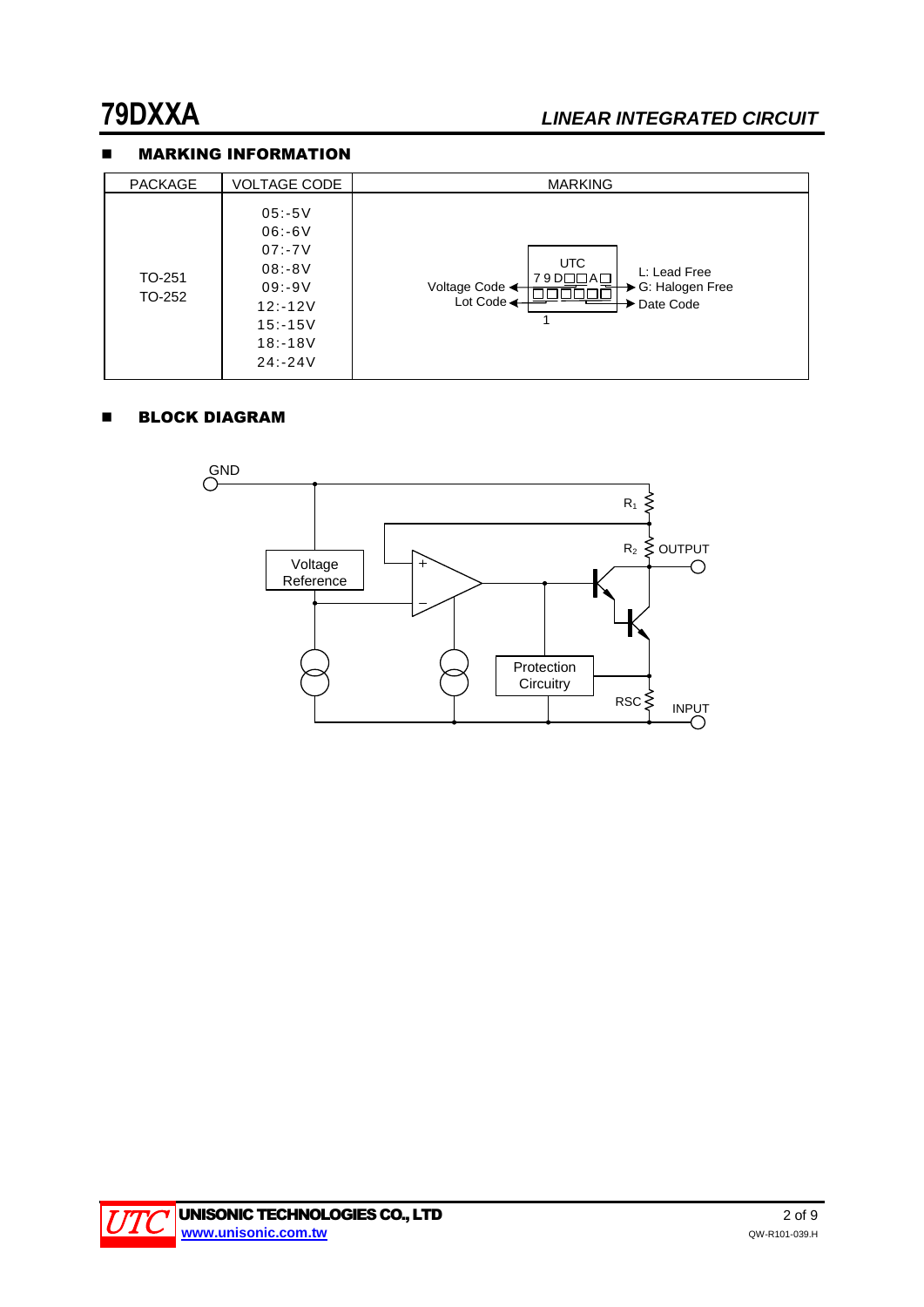## MARKING INFORMATION

| PACKAGE | VOLTAGE CODE | MARKING |
|---|---|---|
| TO-251<br>TO-252 | 05:-5V<br>06:-6V<br>07:-7V<br>08:-8V<br>09:-9V<br>12:-12V<br>15:-15V<br>18:-18V<br>24:-24V | UTC<br>79D□□A□<br>□□□□□□<br>Voltage Code; Lot Code; L: Lead Free; G: Halogen Free; Date Code |

## BLOCK DIAGRAM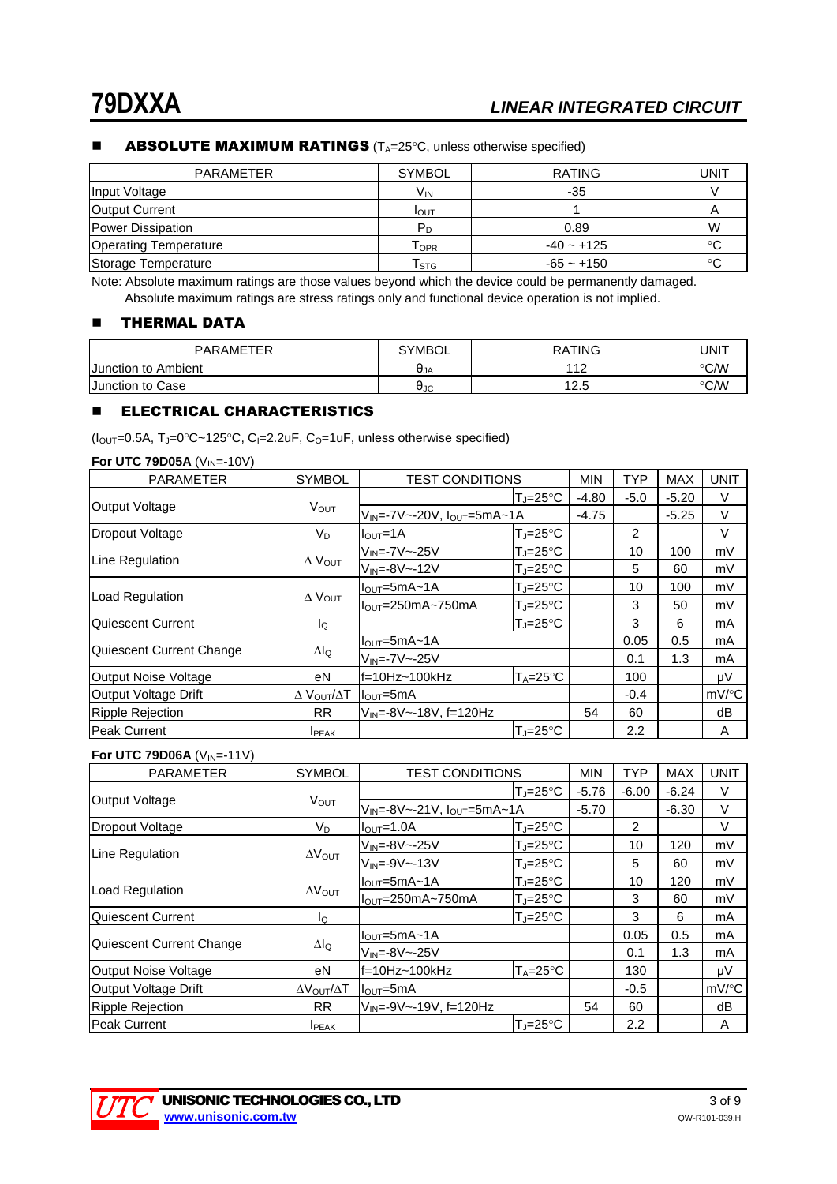## ABSOLUTE MAXIMUM RATINGS ($T_A$=25°C, unless otherwise specified)

| PARAMETER | SYMBOL | RATING | UNIT |
|---|---|---|---|
| Input Voltage | $V_{IN}$ | -35 | V |
| Output Current | $I_{OUT}$ | 1 | A |
| Power Dissipation | $P_D$ | 0.89 | W |
| Operating Temperature | $T_{OPR}$ | -40 ~ +125 | °C |
| Storage Temperature | $T_{STG}$ | -65 ~ +150 | °C |

Note: Absolute maximum ratings are those values beyond which the device could be permanently damaged.
Absolute maximum ratings are stress ratings only and functional device operation is not implied.

## THERMAL DATA

| PARAMETER | SYMBOL | RATING | UNIT |
|---|---|---|---|
| Junction to Ambient | $\theta_{JA}$ | 112 | °C/W |
| Junction to Case | $\theta_{JC}$ | 12.5 | °C/W |

## ELECTRICAL CHARACTERISTICS

($I_{OUT}$=0.5A, $T_J$=0°C~125°C, $C_I$=2.2uF, $C_O$=1uF, unless otherwise specified)

**For UTC 79D05A** ($V_{IN}$=-10V)

| PARAMETER | SYMBOL | TEST CONDITIONS | | MIN | TYP | MAX | UNIT |
|---|---|---|---|---|---|---|---|
| Output Voltage | $V_{OUT}$ | | $T_J$=25°C | -4.80 | -5.0 | -5.20 | V |
| | | $V_{IN}$=-7V~-20V, $I_{OUT}$=5mA~1A | | -4.75 | | -5.25 | V |
| Dropout Voltage | $V_D$ | $I_{OUT}$=1A | $T_J$=25°C | | 2 | | V |
| Line Regulation | $\Delta V_{OUT}$ | $V_{IN}$=-7V~-25V | $T_J$=25°C | | 10 | 100 | mV |
| | | $V_{IN}$=-8V~-12V | $T_J$=25°C | | 5 | 60 | mV |
| Load Regulation | $\Delta V_{OUT}$ | $I_{OUT}$=5mA~1A | $T_J$=25°C | | 10 | 100 | mV |
| | | $I_{OUT}$=250mA~750mA | $T_J$=25°C | | 3 | 50 | mV |
| Quiescent Current | $I_Q$ | | $T_J$=25°C | | 3 | 6 | mA |
| Quiescent Current Change | $\Delta I_Q$ | $I_{OUT}$=5mA~1A | | | 0.05 | 0.5 | mA |
| | | $V_{IN}$=-7V~-25V | | | 0.1 | 1.3 | mA |
| Output Noise Voltage | eN | f=10Hz~100kHz | $T_A$=25°C | | 100 | | μV |
| Output Voltage Drift | $\Delta V_{OUT}/\Delta T$ | $I_{OUT}$=5mA | | | -0.4 | | mV/°C |
| Ripple Rejection | RR | $V_{IN}$=-8V~-18V, f=120Hz | | 54 | 60 | | dB |
| Peak Current | $I_{PEAK}$ | | $T_J$=25°C | | 2.2 | | A |

**For UTC 79D06A** ($V_{IN}$=-11V)

| PARAMETER | SYMBOL | TEST CONDITIONS | | MIN | TYP | MAX | UNIT |
|---|---|---|---|---|---|---|---|
| Output Voltage | $V_{OUT}$ | | $T_J$=25°C | -5.76 | -6.00 | -6.24 | V |
| | | $V_{IN}$=-8V~-21V, $I_{OUT}$=5mA~1A | | -5.70 | | -6.30 | V |
| Dropout Voltage | $V_D$ | $I_{OUT}$=1.0A | $T_J$=25°C | | 2 | | V |
| Line Regulation | $\Delta V_{OUT}$ | $V_{IN}$=-8V~-25V | $T_J$=25°C | | 10 | 120 | mV |
| | | $V_{IN}$=-9V~-13V | $T_J$=25°C | | 5 | 60 | mV |
| Load Regulation | $\Delta V_{OUT}$ | $I_{OUT}$=5mA~1A | $T_J$=25°C | | 10 | 120 | mV |
| | | $I_{OUT}$=250mA~750mA | $T_J$=25°C | | 3 | 60 | mV |
| Quiescent Current | $I_Q$ | | $T_J$=25°C | | 3 | 6 | mA |
| Quiescent Current Change | $\Delta I_Q$ | $I_{OUT}$=5mA~1A | | | 0.05 | 0.5 | mA |
| | | $V_{IN}$=-8V~-25V | | | 0.1 | 1.3 | mA |
| Output Noise Voltage | eN | f=10Hz~100kHz | $T_A$=25°C | | 130 | | μV |
| Output Voltage Drift | $\Delta V_{OUT}/\Delta T$ | $I_{OUT}$=5mA | | | -0.5 | | mV/°C |
| Ripple Rejection | RR | $V_{IN}$=-9V~-19V, f=120Hz | | 54 | 60 | | dB |
| Peak Current | $I_{PEAK}$ | | $T_J$=25°C | | 2.2 | | A |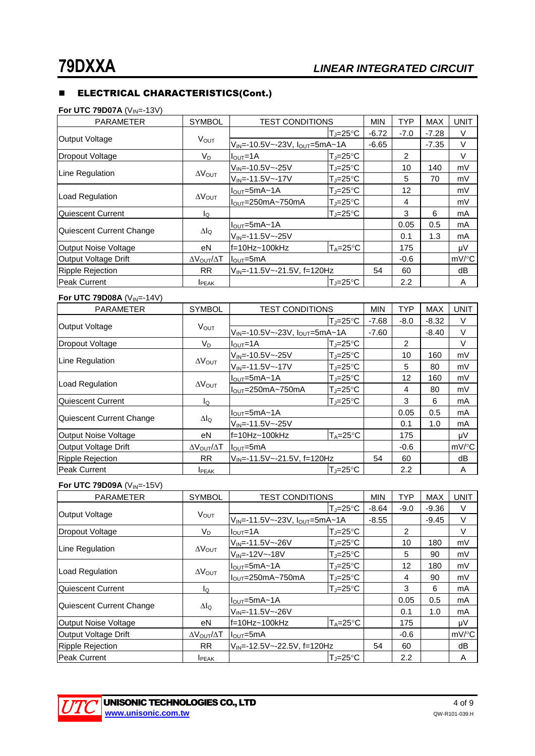## ■ ELECTRICAL CHARACTERISTICS(Cont.)

**For UTC 79D07A** ($V_{IN}$=-13V)

| PARAMETER | SYMBOL | TEST CONDITIONS | | MIN | TYP | MAX | UNIT |
|---|---|---|---|---|---|---|---|
| Output Voltage | $V_{OUT}$ | | $T_J$=25°C | -6.72 | -7.0 | -7.28 | V |
| | | $V_{IN}$=-10.5V~-23V, $I_{OUT}$=5mA~1A | | -6.65 | | -7.35 | V |
| Dropout Voltage | $V_D$ | $I_{OUT}$=1A | $T_J$=25°C | | 2 | | V |
| Line Regulation | $\Delta V_{OUT}$ | $V_{IN}$=-10.5V~-25V | $T_J$=25°C | | 10 | 140 | mV |
| | | $V_{IN}$=-11.5V~-17V | $T_J$=25°C | | 5 | 70 | mV |
| Load Regulation | $\Delta V_{OUT}$ | $I_{OUT}$=5mA~1A | $T_J$=25°C | | 12 | | mV |
| | | $I_{OUT}$=250mA~750mA | $T_J$=25°C | | 4 | | mV |
| Quiescent Current | $I_Q$ | | $T_J$=25°C | | 3 | 6 | mA |
| Quiescent Current Change | $\Delta I_Q$ | $I_{OUT}$=5mA~1A | | | 0.05 | 0.5 | mA |
| | | $V_{IN}$=-11.5V~-25V | | | 0.1 | 1.3 | mA |
| Output Noise Voltage | eN | f=10Hz~100kHz | $T_A$=25°C | | 175 | | μV |
| Output Voltage Drift | $\Delta V_{OUT}/\Delta T$ | $I_{OUT}$=5mA | | | -0.6 | | mV/°C |
| Ripple Rejection | RR | $V_{IN}$=-11.5V~-21.5V, f=120Hz | | 54 | 60 | | dB |
| Peak Current | $I_{PEAK}$ | | $T_J$=25°C | | 2.2 | | A |

**For UTC 79D08A** ($V_{IN}$=-14V)

| PARAMETER | SYMBOL | TEST CONDITIONS | | MIN | TYP | MAX | UNIT |
|---|---|---|---|---|---|---|---|
| Output Voltage | $V_{OUT}$ | | $T_J$=25°C | -7.68 | -8.0 | -8.32 | V |
| | | $V_{IN}$=-10.5V~-23V, $I_{OUT}$=5mA~1A | | -7.60 | | -8.40 | V |
| Dropout Voltage | $V_D$ | $I_{OUT}$=1A | $T_J$=25°C | | 2 | | V |
| Line Regulation | $\Delta V_{OUT}$ | $V_{IN}$=-10.5V~-25V | $T_J$=25°C | | 10 | 160 | mV |
| | | $V_{IN}$=-11.5V~-17V | $T_J$=25°C | | 5 | 80 | mV |
| Load Regulation | $\Delta V_{OUT}$ | $I_{OUT}$=5mA~1A | $T_J$=25°C | | 12 | 160 | mV |
| | | $I_{OUT}$=250mA~750mA | $T_J$=25°C | | 4 | 80 | mV |
| Quiescent Current | $I_Q$ | | $T_J$=25°C | | 3 | 6 | mA |
| Quiescent Current Change | $\Delta I_Q$ | $I_{OUT}$=5mA~1A | | | 0.05 | 0.5 | mA |
| | | $V_{IN}$=-11.5V~-25V | | | 0.1 | 1.0 | mA |
| Output Noise Voltage | eN | f=10Hz~100kHz | $T_A$=25°C | | 175 | | μV |
| Output Voltage Drift | $\Delta V_{OUT}/\Delta T$ | $I_{OUT}$=5mA | | | -0.6 | | mV/°C |
| Ripple Rejection | RR | $V_{IN}$=-11.5V~-21.5V, f=120Hz | | 54 | 60 | | dB |
| Peak Current | $I_{PEAK}$ | | $T_J$=25°C | | 2.2 | | A |

**For UTC 79D09A** ($V_{IN}$=-15V)

| PARAMETER | SYMBOL | TEST CONDITIONS | | MIN | TYP | MAX | UNIT |
|---|---|---|---|---|---|---|---|
| Output Voltage | $V_{OUT}$ | | $T_J$=25°C | -8.64 | -9.0 | -9.36 | V |
| | | $V_{IN}$=-11.5V~-23V, $I_{OUT}$=5mA~1A | | -8.55 | | -9.45 | V |
| Dropout Voltage | $V_D$ | $I_{OUT}$=1A | $T_J$=25°C | | 2 | | V |
| Line Regulation | $\Delta V_{OUT}$ | $V_{IN}$=-11.5V~-26V | $T_J$=25°C | | 10 | 180 | mV |
| | | $V_{IN}$=-12V~-18V | $T_J$=25°C | | 5 | 90 | mV |
| Load Regulation | $\Delta V_{OUT}$ | $I_{OUT}$=5mA~1A | $T_J$=25°C | | 12 | 180 | mV |
| | | $I_{OUT}$=250mA~750mA | $T_J$=25°C | | 4 | 90 | mV |
| Quiescent Current | $I_Q$ | | $T_J$=25°C | | 3 | 6 | mA |
| Quiescent Current Change | $\Delta I_Q$ | $I_{OUT}$=5mA~1A | | | 0.05 | 0.5 | mA |
| | | $V_{IN}$=-11.5V~-26V | | | 0.1 | 1.0 | mA |
| Output Noise Voltage | eN | f=10Hz~100kHz | $T_A$=25°C | | 175 | | μV |
| Output Voltage Drift | $\Delta V_{OUT}/\Delta T$ | $I_{OUT}$=5mA | | | -0.6 | | mV/°C |
| Ripple Rejection | RR | $V_{IN}$=-12.5V~-22.5V, f=120Hz | | 54 | 60 | | dB |
| Peak Current | $I_{PEAK}$ | | $T_J$=25°C | | 2.2 | | A |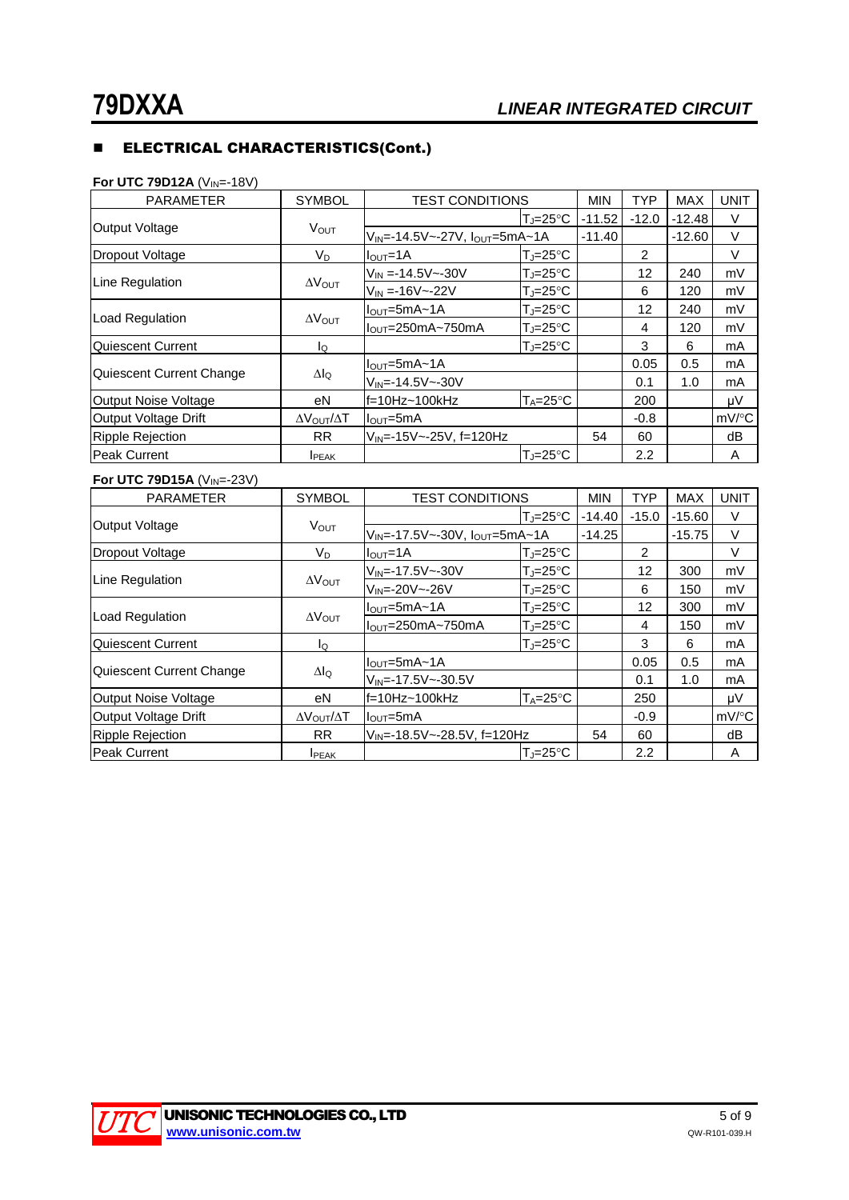## ELECTRICAL CHARACTERISTICS(Cont.)

**For UTC 79D12A** ($V_{IN}$=-18V)

| PARAMETER | SYMBOL | TEST CONDITIONS | | MIN | TYP | MAX | UNIT |
|---|---|---|---|---|---|---|---|
| Output Voltage | $V_{OUT}$ | | $T_J$=25°C | -11.52 | -12.0 | -12.48 | V |
| | | $V_{IN}$=-14.5V~-27V, $I_{OUT}$=5mA~1A | | -11.40 | | -12.60 | V |
| Dropout Voltage | $V_D$ | $I_{OUT}$=1A | $T_J$=25°C | | 2 | | V |
| Line Regulation | $\Delta V_{OUT}$ | $V_{IN}$ =-14.5V~-30V | $T_J$=25°C | | 12 | 240 | mV |
| | | $V_{IN}$ =-16V~-22V | $T_J$=25°C | | 6 | 120 | mV |
| Load Regulation | $\Delta V_{OUT}$ | $I_{OUT}$=5mA~1A | $T_J$=25°C | | 12 | 240 | mV |
| | | $I_{OUT}$=250mA~750mA | $T_J$=25°C | | 4 | 120 | mV |
| Quiescent Current | $I_Q$ | | $T_J$=25°C | | 3 | 6 | mA |
| Quiescent Current Change | $\Delta I_Q$ | $I_{OUT}$=5mA~1A | | | 0.05 | 0.5 | mA |
| | | $V_{IN}$=-14.5V~-30V | | | 0.1 | 1.0 | mA |
| Output Noise Voltage | eN | f=10Hz~100kHz | $T_A$=25°C | | 200 | | μV |
| Output Voltage Drift | $\Delta V_{OUT}/\Delta T$ | $I_{OUT}$=5mA | | | -0.8 | | mV/°C |
| Ripple Rejection | RR | $V_{IN}$=-15V~-25V, f=120Hz | | 54 | 60 | | dB |
| Peak Current | $I_{PEAK}$ | | $T_J$=25°C | | 2.2 | | A |

**For UTC 79D15A** ($V_{IN}$=-23V)

| PARAMETER | SYMBOL | TEST CONDITIONS | | MIN | TYP | MAX | UNIT |
|---|---|---|---|---|---|---|---|
| Output Voltage | $V_{OUT}$ | | $T_J$=25°C | -14.40 | -15.0 | -15.60 | V |
| | | $V_{IN}$=-17.5V~-30V, $I_{OUT}$=5mA~1A | | -14.25 | | -15.75 | V |
| Dropout Voltage | $V_D$ | $I_{OUT}$=1A | $T_J$=25°C | | 2 | | V |
| Line Regulation | $\Delta V_{OUT}$ | $V_{IN}$=-17.5V~-30V | $T_J$=25°C | | 12 | 300 | mV |
| | | $V_{IN}$=-20V~-26V | $T_J$=25°C | | 6 | 150 | mV |
| Load Regulation | $\Delta V_{OUT}$ | $I_{OUT}$=5mA~1A | $T_J$=25°C | | 12 | 300 | mV |
| | | $I_{OUT}$=250mA~750mA | $T_J$=25°C | | 4 | 150 | mV |
| Quiescent Current | $I_Q$ | | $T_J$=25°C | | 3 | 6 | mA |
| Quiescent Current Change | $\Delta I_Q$ | $I_{OUT}$=5mA~1A | | | 0.05 | 0.5 | mA |
| | | $V_{IN}$=-17.5V~-30.5V | | | 0.1 | 1.0 | mA |
| Output Noise Voltage | eN | f=10Hz~100kHz | $T_A$=25°C | | 250 | | μV |
| Output Voltage Drift | $\Delta V_{OUT}/\Delta T$ | $I_{OUT}$=5mA | | | -0.9 | | mV/°C |
| Ripple Rejection | RR | $V_{IN}$=-18.5V~-28.5V, f=120Hz | | 54 | 60 | | dB |
| Peak Current | $I_{PEAK}$ | | $T_J$=25°C | | 2.2 | | A |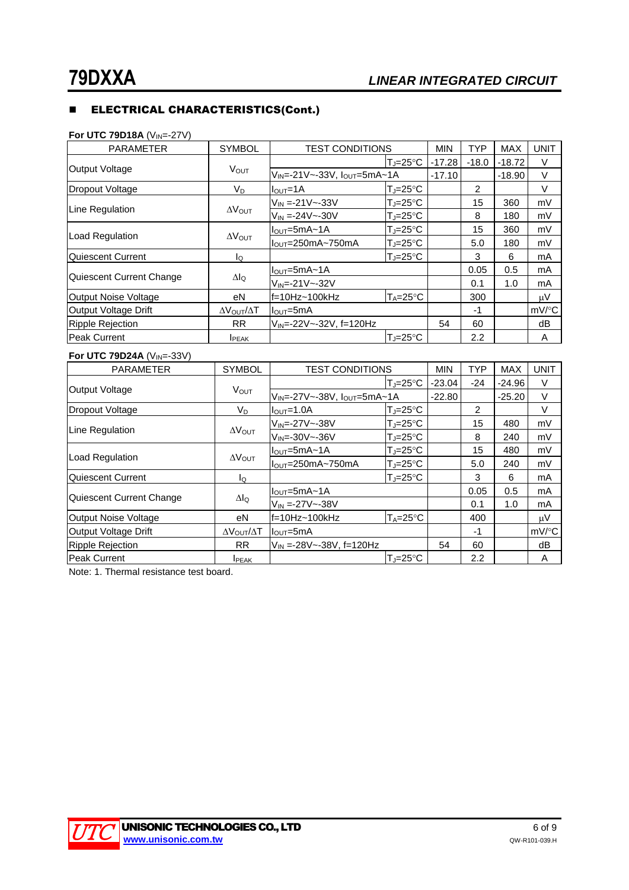## ■ ELECTRICAL CHARACTERISTICS(Cont.)

**For UTC 79D18A** ($V_{IN}$=-27V)

| PARAMETER | SYMBOL | TEST CONDITIONS | | MIN | TYP | MAX | UNIT |
|---|---|---|---|---|---|---|---|
| Output Voltage | $V_{OUT}$ | | $T_J$=25°C | -17.28 | -18.0 | -18.72 | V |
| | | $V_{IN}$=-21V~-33V, $I_{OUT}$=5mA~1A | | -17.10 | | -18.90 | V |
| Dropout Voltage | $V_D$ | $I_{OUT}$=1A | $T_J$=25°C | | 2 | | V |
| Line Regulation | $\Delta V_{OUT}$ | $V_{IN}$ =-21V~-33V | $T_J$=25°C | | 15 | 360 | mV |
| | | $V_{IN}$ =-24V~-30V | $T_J$=25°C | | 8 | 180 | mV |
| Load Regulation | $\Delta V_{OUT}$ | $I_{OUT}$=5mA~1A | $T_J$=25°C | | 15 | 360 | mV |
| | | $I_{OUT}$=250mA~750mA | $T_J$=25°C | | 5.0 | 180 | mV |
| Quiescent Current | $I_Q$ | | $T_J$=25°C | | 3 | 6 | mA |
| Quiescent Current Change | $\Delta I_Q$ | $I_{OUT}$=5mA~1A | | | 0.05 | 0.5 | mA |
| | | $V_{IN}$=-21V~-32V | | | 0.1 | 1.0 | mA |
| Output Noise Voltage | eN | f=10Hz~100kHz | $T_A$=25°C | | 300 | | μV |
| Output Voltage Drift | $\Delta V_{OUT}/\Delta T$ | $I_{OUT}$=5mA | | | -1 | | mV/°C |
| Ripple Rejection | RR | $V_{IN}$=-22V~-32V, f=120Hz | | 54 | 60 | | dB |
| Peak Current | $I_{PEAK}$ | | $T_J$=25°C | | 2.2 | | A |

**For UTC 79D24A** ($V_{IN}$=-33V)

| PARAMETER | SYMBOL | TEST CONDITIONS | | MIN | TYP | MAX | UNIT |
|---|---|---|---|---|---|---|---|
| Output Voltage | $V_{OUT}$ | | $T_J$=25°C | -23.04 | -24 | -24.96 | V |
| | | $V_{IN}$=-27V~-38V, $I_{OUT}$=5mA~1A | | -22.80 | | -25.20 | V |
| Dropout Voltage | $V_D$ | $I_{OUT}$=1.0A | $T_J$=25°C | | 2 | | V |
| Line Regulation | $\Delta V_{OUT}$ | $V_{IN}$=-27V~-38V | $T_J$=25°C | | 15 | 480 | mV |
| | | $V_{IN}$=-30V~-36V | $T_J$=25°C | | 8 | 240 | mV |
| Load Regulation | $\Delta V_{OUT}$ | $I_{OUT}$=5mA~1A | $T_J$=25°C | | 15 | 480 | mV |
| | | $I_{OUT}$=250mA~750mA | $T_J$=25°C | | 5.0 | 240 | mV |
| Quiescent Current | $I_Q$ | | $T_J$=25°C | | 3 | 6 | mA |
| Quiescent Current Change | $\Delta I_Q$ | $I_{OUT}$=5mA~1A | | | 0.05 | 0.5 | mA |
| | | $V_{IN}$ =-27V~-38V | | | 0.1 | 1.0 | mA |
| Output Noise Voltage | eN | f=10Hz~100kHz | $T_A$=25°C | | 400 | | μV |
| Output Voltage Drift | $\Delta V_{OUT}/\Delta T$ | $I_{OUT}$=5mA | | | -1 | | mV/°C |
| Ripple Rejection | RR | $V_{IN}$ =-28V~-38V, f=120Hz | | 54 | 60 | | dB |
| Peak Current | $I_{PEAK}$ | | $T_J$=25°C | | 2.2 | | A |

Note: 1. Thermal resistance test board.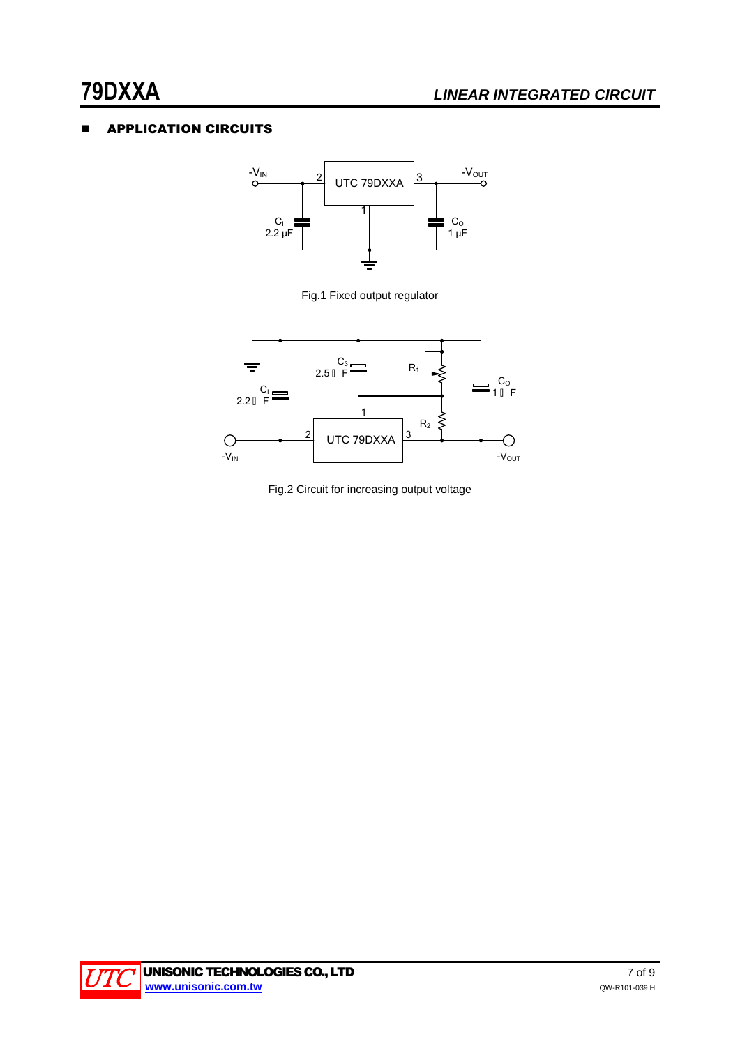## APPLICATION CIRCUITS

Fig.1 Fixed output regulator

Fig.2 Circuit for increasing output voltage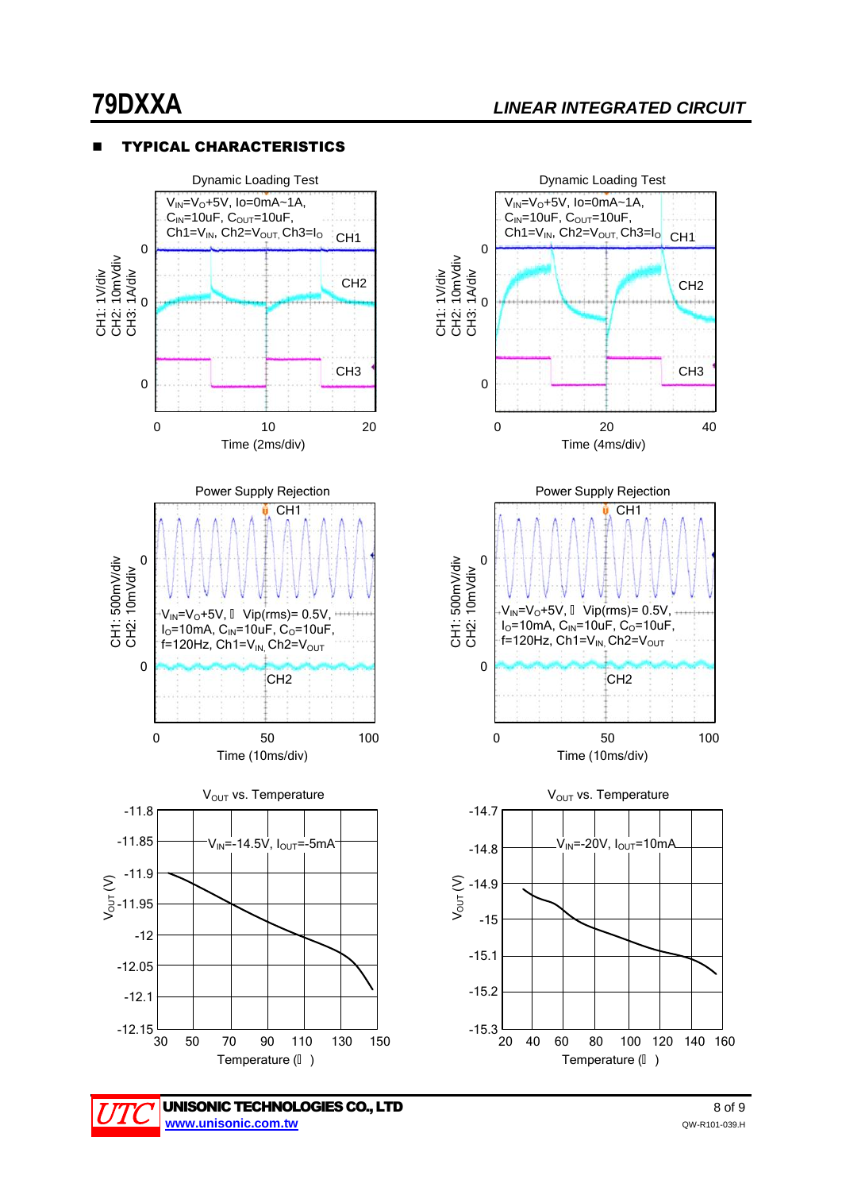## TYPICAL CHARACTERISTICS

Dynamic Loading Test

$V_{IN}=V_O+5V$, Io=0mA~1A, $C_{IN}$=10uF, $C_{OUT}$=10uF, Ch1=$V_{IN}$, Ch2=$V_{OUT}$, Ch3=$I_O$

CH1: 1V/div, CH2: 10mVdiv, CH3: 1A/div

Time (2ms/div)

Dynamic Loading Test

$V_{IN}=V_O+5V$, Io=0mA~1A, $C_{IN}$=10uF, $C_{OUT}$=10uF, Ch1=$V_{IN}$, Ch2=$V_{OUT}$, Ch3=$I_O$

CH1: 1V/div, CH2: 10mVdiv, CH3: 1A/div

Time (4ms/div)

Power Supply Rejection

$V_{IN}=V_O+5V$, Vip(rms)= 0.5V, $I_O$=10mA, $C_{IN}$=10uF, $C_O$=10uF, f=120Hz, Ch1=$V_{IN}$, Ch2=$V_{OUT}$

CH1: 500mV/div, CH2: 10mVdiv

Time (10ms/div)

Power Supply Rejection

$V_{IN}=V_O+5V$, Vip(rms)= 0.5V, $I_O$=10mA, $C_{IN}$=10uF, $C_O$=10uF, f=120Hz, Ch1=$V_{IN}$, Ch2=$V_{OUT}$

CH1: 500mV/div, CH2: 10mVdiv

Time (10ms/div)

$V_{OUT}$ vs. Temperature

$V_{IN}$=-14.5V, $I_{OUT}$=-5mA

$V_{OUT}$ (V) vs. Temperature (℃)

$V_{OUT}$ vs. Temperature

$V_{IN}$=-20V, $I_{OUT}$=10mA

$V_{OUT}$ (V) vs. Temperature (℃)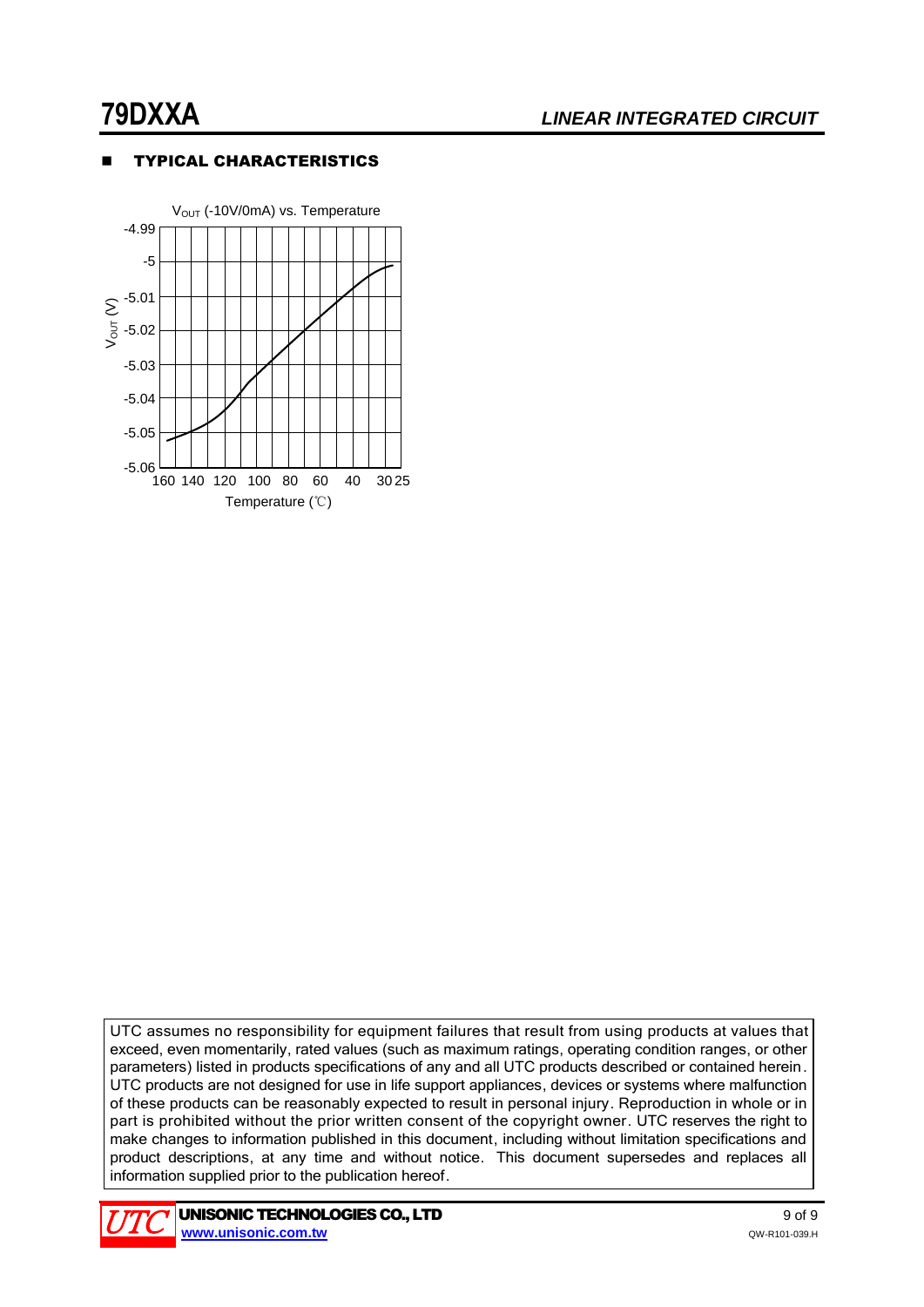## TYPICAL CHARACTERISTICS

$V_{OUT}$ (-10V/0mA) vs. Temperature

-4.99
-5
-5.01
-5.02
-5.03
-5.04
-5.05
-5.06

$V_{OUT}$ (V)

160 140 120 100 80 60 40 30 25

Temperature (℃)

UTC assumes no responsibility for equipment failures that result from using products at values that exceed, even momentarily, rated values (such as maximum ratings, operating condition ranges, or other parameters) listed in products specifications of any and all UTC products described or contained herein. UTC products are not designed for use in life support appliances, devices or systems where malfunction of these products can be reasonably expected to result in personal injury. Reproduction in whole or in part is prohibited without the prior written consent of the copyright owner. UTC reserves the right to make changes to information published in this document, including without limitation specifications and product descriptions, at any time and without notice. This document supersedes and replaces all information supplied prior to the publication hereof.